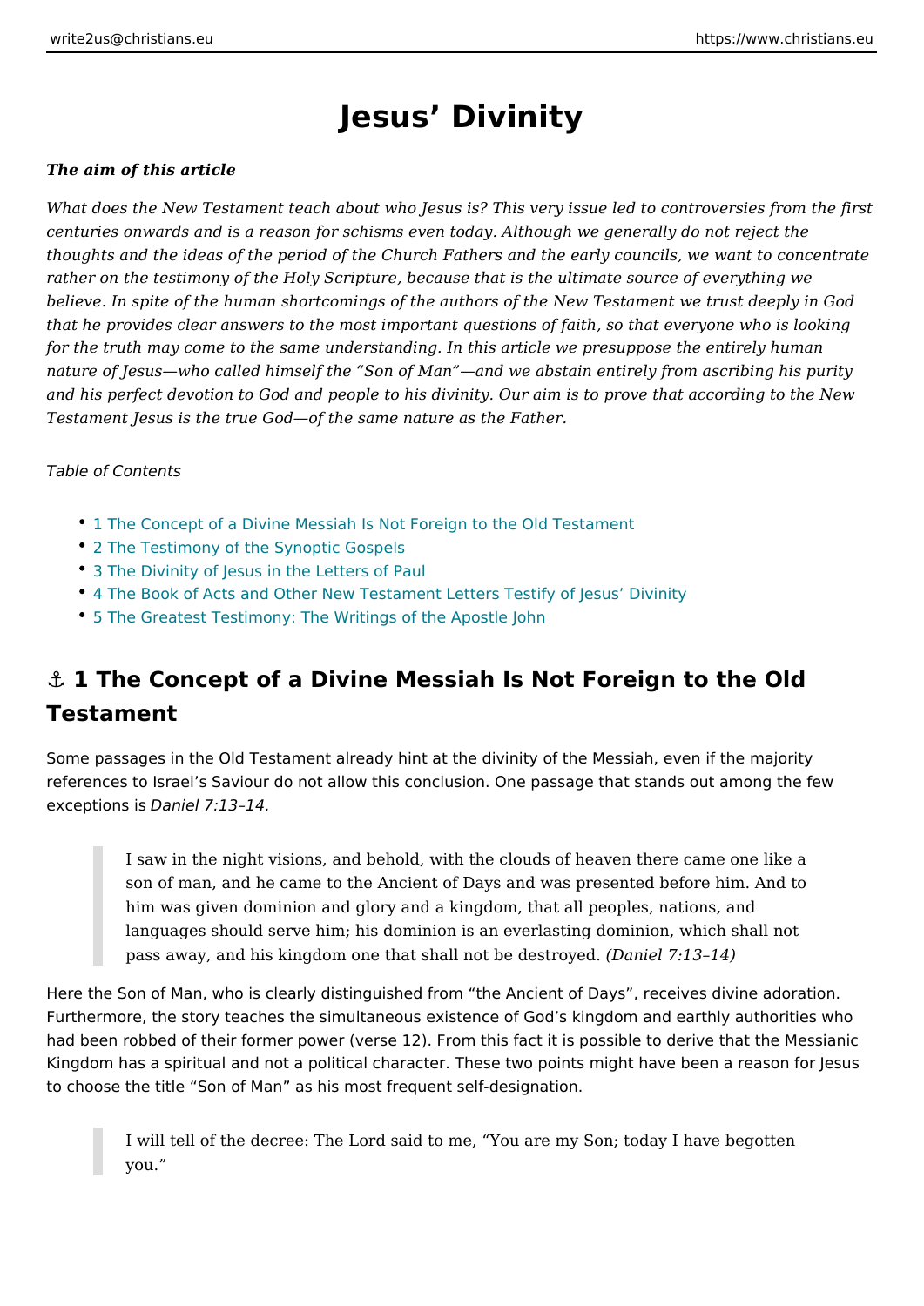# Jesus' Divinity

***The aim of this article***

*What does the New Testament teach about who Jesus is? This very issue led to controversies from the first centuries onwards and is a reason for schisms even today. Although we generally do not reject the thoughts and the ideas of the period of the Church Fathers and the early councils, we want to concentrate rather on the testimony of the Holy Scripture, because that is the ultimate source of everything we believe. In spite of the human shortcomings of the authors of the New Testament we trust deeply in God that he provides clear answers to the most important questions of faith, so that everyone who is looking for the truth may come to the same understanding. In this article we presuppose the entirely human nature of Jesus—who called himself the "Son of Man"—and we abstain entirely from ascribing his purity and his perfect devotion to God and people to his divinity. Our aim is to prove that according to the New Testament Jesus is the true God—of the same nature as the Father.*

*Table of Contents*

- 1 The Concept of a Divine Messiah Is Not Foreign to the Old Testament
- 2 The Testimony of the Synoptic Gospels
- 3 The Divinity of Jesus in the Letters of Paul
- 4 The Book of Acts and Other New Testament Letters Testify of Jesus' Divinity
- 5 The Greatest Testimony: The Writings of the Apostle John

## ⚓ 1 The Concept of a Divine Messiah Is Not Foreign to the Old Testament

Some passages in the Old Testament already hint at the divinity of the Messiah, even if the majority references to Israel's Saviour do not allow this conclusion. One passage that stands out among the few exceptions is *Daniel 7:13–14*.

> I saw in the night visions, and behold, with the clouds of heaven there came one like a son of man, and he came to the Ancient of Days and was presented before him. And to him was given dominion and glory and a kingdom, that all peoples, nations, and languages should serve him; his dominion is an everlasting dominion, which shall not pass away, and his kingdom one that shall not be destroyed. *(Daniel 7:13–14)*

Here the Son of Man, who is clearly distinguished from "the Ancient of Days", receives divine adoration. Furthermore, the story teaches the simultaneous existence of God's kingdom and earthly authorities who had been robbed of their former power (verse 12). From this fact it is possible to derive that the Messianic Kingdom has a spiritual and not a political character. These two points might have been a reason for Jesus to choose the title "Son of Man" as his most frequent self-designation.

> I will tell of the decree: The Lord said to me, "You are my Son; today I have begotten you."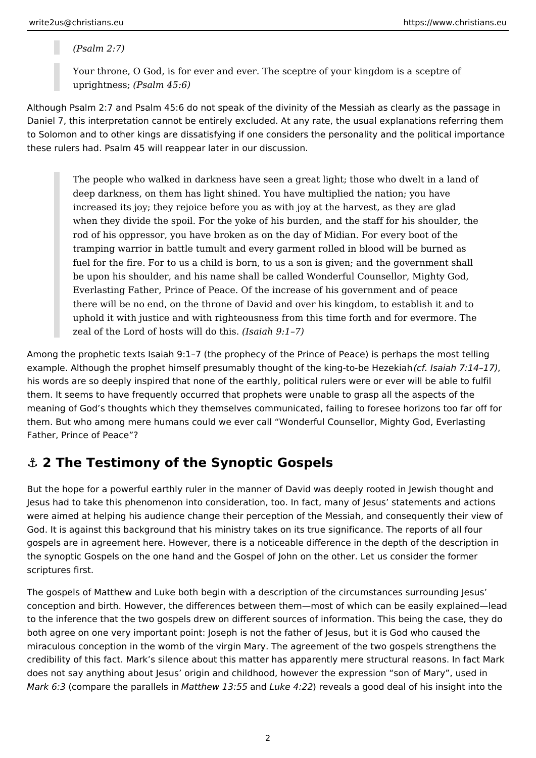> *(Psalm 2:7)*

> Your throne, O God, is for ever and ever. The sceptre of your kingdom is a sceptre of uprightness; *(Psalm 45:6)*

Although Psalm 2:7 and Psalm 45:6 do not speak of the divinity of the Messiah as clearly as the passage in Daniel 7, this interpretation cannot be entirely excluded. At any rate, the usual explanations referring them to Solomon and to other kings are dissatisfying if one considers the personality and the political importance these rulers had. Psalm 45 will reappear later in our discussion.

> The people who walked in darkness have seen a great light; those who dwelt in a land of deep darkness, on them has light shined. You have multiplied the nation; you have increased its joy; they rejoice before you as with joy at the harvest, as they are glad when they divide the spoil. For the yoke of his burden, and the staff for his shoulder, the rod of his oppressor, you have broken as on the day of Midian. For every boot of the tramping warrior in battle tumult and every garment rolled in blood will be burned as fuel for the fire. For to us a child is born, to us a son is given; and the government shall be upon his shoulder, and his name shall be called Wonderful Counsellor, Mighty God, Everlasting Father, Prince of Peace. Of the increase of his government and of peace there will be no end, on the throne of David and over his kingdom, to establish it and to uphold it with justice and with righteousness from this time forth and for evermore. The zeal of the Lord of hosts will do this. *(Isaiah 9:1–7)*

Among the prophetic texts Isaiah 9:1–7 (the prophecy of the Prince of Peace) is perhaps the most telling example. Although the prophet himself presumably thought of the king-to-be Hezekiah *(cf. Isaiah 7:14–17)*, his words are so deeply inspired that none of the earthly, political rulers were or ever will be able to fulfil them. It seems to have frequently occurred that prophets were unable to grasp all the aspects of the meaning of God's thoughts which they themselves communicated, failing to foresee horizons too far off for them. But who among mere humans could we ever call "Wonderful Counsellor, Mighty God, Everlasting Father, Prince of Peace"?

## ⚓ 2 The Testimony of the Synoptic Gospels

But the hope for a powerful earthly ruler in the manner of David was deeply rooted in Jewish thought and Jesus had to take this phenomenon into consideration, too. In fact, many of Jesus' statements and actions were aimed at helping his audience change their perception of the Messiah, and consequently their view of God. It is against this background that his ministry takes on its true significance. The reports of all four gospels are in agreement here. However, there is a noticeable difference in the depth of the description in the synoptic Gospels on the one hand and the Gospel of John on the other. Let us consider the former scriptures first.

The gospels of Matthew and Luke both begin with a description of the circumstances surrounding Jesus' conception and birth. However, the differences between them—most of which can be easily explained—lead to the inference that the two gospels drew on different sources of information. This being the case, they do both agree on one very important point: Joseph is not the father of Jesus, but it is God who caused the miraculous conception in the womb of the virgin Mary. The agreement of the two gospels strengthens the credibility of this fact. Mark's silence about this matter has apparently mere structural reasons. In fact Mark does not say anything about Jesus' origin and childhood, however the expression "son of Mary", used in *Mark 6:3* (compare the parallels in *Matthew 13:55* and *Luke 4:22*) reveals a good deal of his insight into the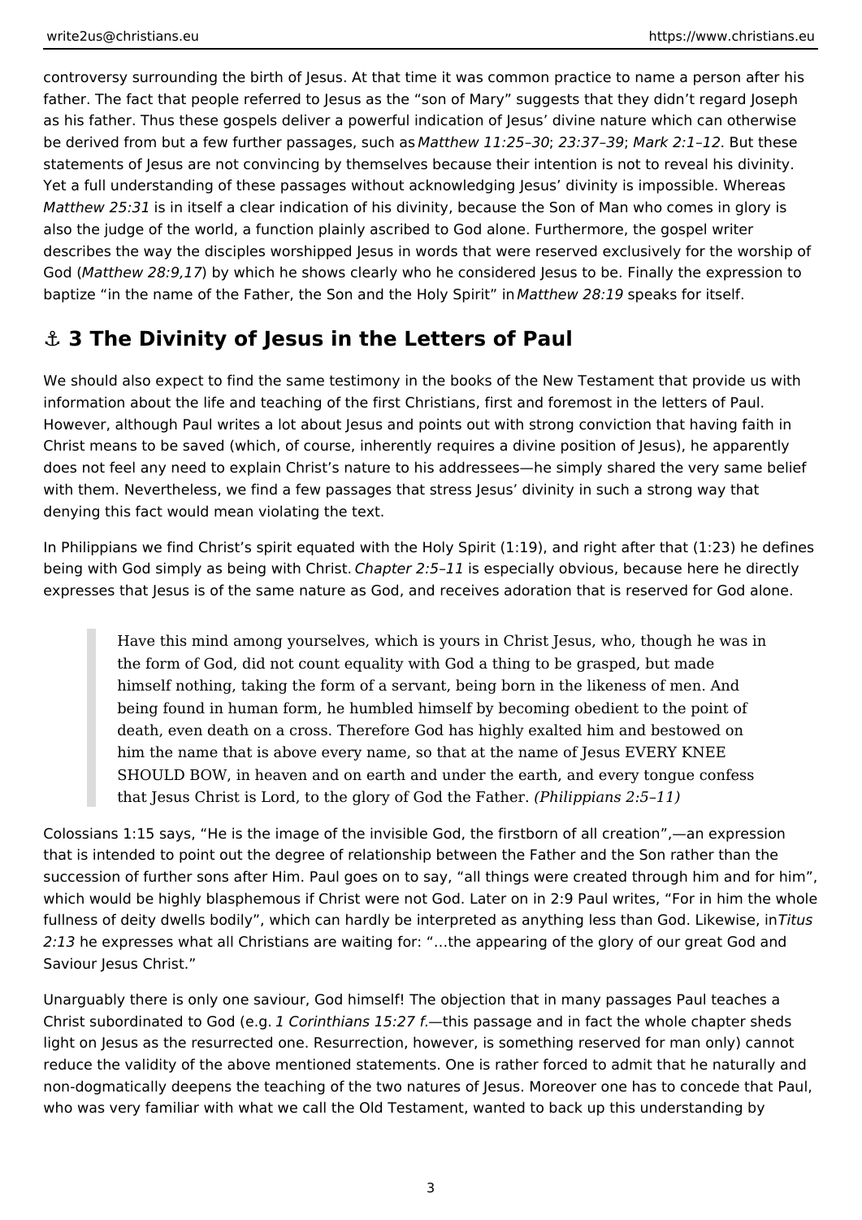controversy surrounding the birth of Jesus. At that time it was common practice to name a person after his father. The fact that people referred to Jesus as the "son of Mary" suggests that they didn't regard Joseph as his father. Thus these gospels deliver a powerful indication of Jesus' divine nature which can otherwise be derived from but a few further passages, such as *Matthew 11:25–30*; *23:37–39*; *Mark 2:1–12*. But these statements of Jesus are not convincing by themselves because their intention is not to reveal his divinity. Yet a full understanding of these passages without acknowledging Jesus' divinity is impossible. Whereas *Matthew 25:31* is in itself a clear indication of his divinity, because the Son of Man who comes in glory is also the judge of the world, a function plainly ascribed to God alone. Furthermore, the gospel writer describes the way the disciples worshipped Jesus in words that were reserved exclusively for the worship of God (*Matthew 28:9,17*) by which he shows clearly who he considered Jesus to be. Finally the expression to baptize "in the name of the Father, the Son and the Holy Spirit" in *Matthew 28:19* speaks for itself.

## ⚓ 3 The Divinity of Jesus in the Letters of Paul

We should also expect to find the same testimony in the books of the New Testament that provide us with information about the life and teaching of the first Christians, first and foremost in the letters of Paul. However, although Paul writes a lot about Jesus and points out with strong conviction that having faith in Christ means to be saved (which, of course, inherently requires a divine position of Jesus), he apparently does not feel any need to explain Christ's nature to his addressees—he simply shared the very same belief with them. Nevertheless, we find a few passages that stress Jesus' divinity in such a strong way that denying this fact would mean violating the text.

In Philippians we find Christ's spirit equated with the Holy Spirit (1:19), and right after that (1:23) he defines being with God simply as being with Christ. *Chapter 2:5–11* is especially obvious, because here he directly expresses that Jesus is of the same nature as God, and receives adoration that is reserved for God alone.

> Have this mind among yourselves, which is yours in Christ Jesus, who, though he was in the form of God, did not count equality with God a thing to be grasped, but made himself nothing, taking the form of a servant, being born in the likeness of men. And being found in human form, he humbled himself by becoming obedient to the point of death, even death on a cross. Therefore God has highly exalted him and bestowed on him the name that is above every name, so that at the name of Jesus EVERY KNEE SHOULD BOW, in heaven and on earth and under the earth, and every tongue confess that Jesus Christ is Lord, to the glory of God the Father. *(Philippians 2:5–11)*

Colossians 1:15 says, "He is the image of the invisible God, the firstborn of all creation",—an expression that is intended to point out the degree of relationship between the Father and the Son rather than the succession of further sons after Him. Paul goes on to say, "all things were created through him and for him", which would be highly blasphemous if Christ were not God. Later on in 2:9 Paul writes, "For in him the whole fullness of deity dwells bodily", which can hardly be interpreted as anything less than God. Likewise, in *Titus 2:13* he expresses what all Christians are waiting for: "…the appearing of the glory of our great God and Saviour Jesus Christ."

Unarguably there is only one saviour, God himself! The objection that in many passages Paul teaches a Christ subordinated to God (e.g. *1 Corinthians 15:27 f.*—this passage and in fact the whole chapter sheds light on Jesus as the resurrected one. Resurrection, however, is something reserved for man only) cannot reduce the validity of the above mentioned statements. One is rather forced to admit that he naturally and non-dogmatically deepens the teaching of the two natures of Jesus. Moreover one has to concede that Paul, who was very familiar with what we call the Old Testament, wanted to back up this understanding by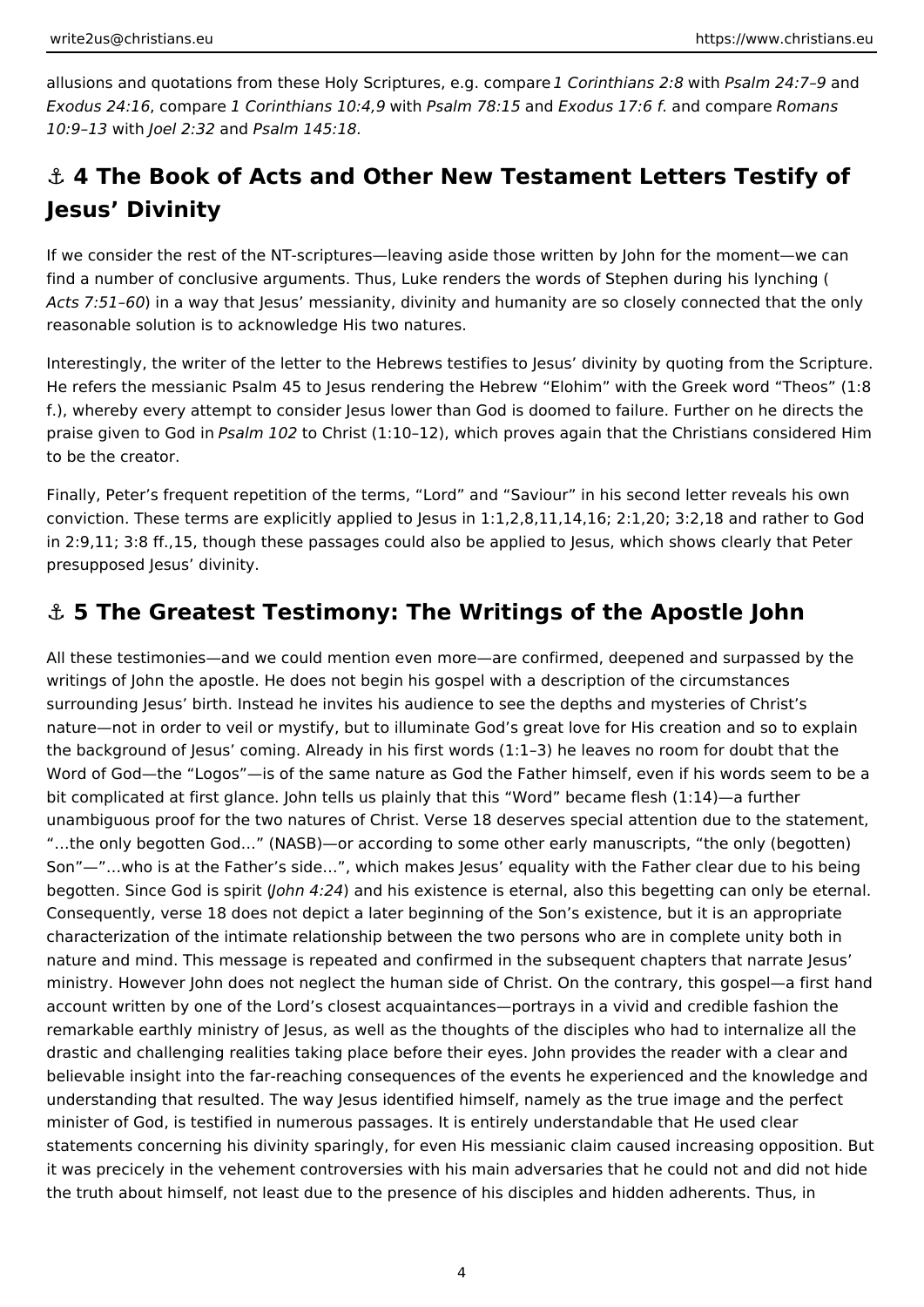allusions and quotations from these Holy Scriptures, e.g. compare *1 Corinthians 2:8* with *Psalm 24:7–9* and *Exodus 24:16*, compare *1 Corinthians 10:4,9* with *Psalm 78:15* and *Exodus 17:6 f.* and compare *Romans 10:9–13* with *Joel 2:32* and *Psalm 145:18*.

## ⚓ 4 The Book of Acts and Other New Testament Letters Testify of Jesus' Divinity

If we consider the rest of the NT-scriptures—leaving aside those written by John for the moment—we can find a number of conclusive arguments. Thus, Luke renders the words of Stephen during his lynching (*Acts 7:51–60*) in a way that Jesus' messianity, divinity and humanity are so closely connected that the only reasonable solution is to acknowledge His two natures.

Interestingly, the writer of the letter to the Hebrews testifies to Jesus' divinity by quoting from the Scripture. He refers the messianic Psalm 45 to Jesus rendering the Hebrew "Elohim" with the Greek word "Theos" (1:8 f.), whereby every attempt to consider Jesus lower than God is doomed to failure. Further on he directs the praise given to God in *Psalm 102* to Christ (1:10–12), which proves again that the Christians considered Him to be the creator.

Finally, Peter's frequent repetition of the terms, "Lord" and "Saviour" in his second letter reveals his own conviction. These terms are explicitly applied to Jesus in 1:1,2,8,11,14,16; 2:1,20; 3:2,18 and rather to God in 2:9,11; 3:8 ff.,15, though these passages could also be applied to Jesus, which shows clearly that Peter presupposed Jesus' divinity.

## ⚓ 5 The Greatest Testimony: The Writings of the Apostle John

All these testimonies—and we could mention even more—are confirmed, deepened and surpassed by the writings of John the apostle. He does not begin his gospel with a description of the circumstances surrounding Jesus' birth. Instead he invites his audience to see the depths and mysteries of Christ's nature—not in order to veil or mystify, but to illuminate God's great love for His creation and so to explain the background of Jesus' coming. Already in his first words (1:1–3) he leaves no room for doubt that the Word of God—the "Logos"—is of the same nature as God the Father himself, even if his words seem to be a bit complicated at first glance. John tells us plainly that this "Word" became flesh (1:14)—a further unambiguous proof for the two natures of Christ. Verse 18 deserves special attention due to the statement, "…the only begotten God…" (NASB)—or according to some other early manuscripts, "the only (begotten) Son"—"…who is at the Father's side…", which makes Jesus' equality with the Father clear due to his being begotten. Since God is spirit (*John 4:24*) and his existence is eternal, also this begetting can only be eternal. Consequently, verse 18 does not depict a later beginning of the Son's existence, but it is an appropriate characterization of the intimate relationship between the two persons who are in complete unity both in nature and mind. This message is repeated and confirmed in the subsequent chapters that narrate Jesus' ministry. However John does not neglect the human side of Christ. On the contrary, this gospel—a first hand account written by one of the Lord's closest acquaintances—portrays in a vivid and credible fashion the remarkable earthly ministry of Jesus, as well as the thoughts of the disciples who had to internalize all the drastic and challenging realities taking place before their eyes. John provides the reader with a clear and believable insight into the far-reaching consequences of the events he experienced and the knowledge and understanding that resulted. The way Jesus identified himself, namely as the true image and the perfect minister of God, is testified in numerous passages. It is entirely understandable that He used clear statements concerning his divinity sparingly, for even His messianic claim caused increasing opposition. But it was precicely in the vehement controversies with his main adversaries that he could not and did not hide the truth about himself, not least due to the presence of his disciples and hidden adherents. Thus, in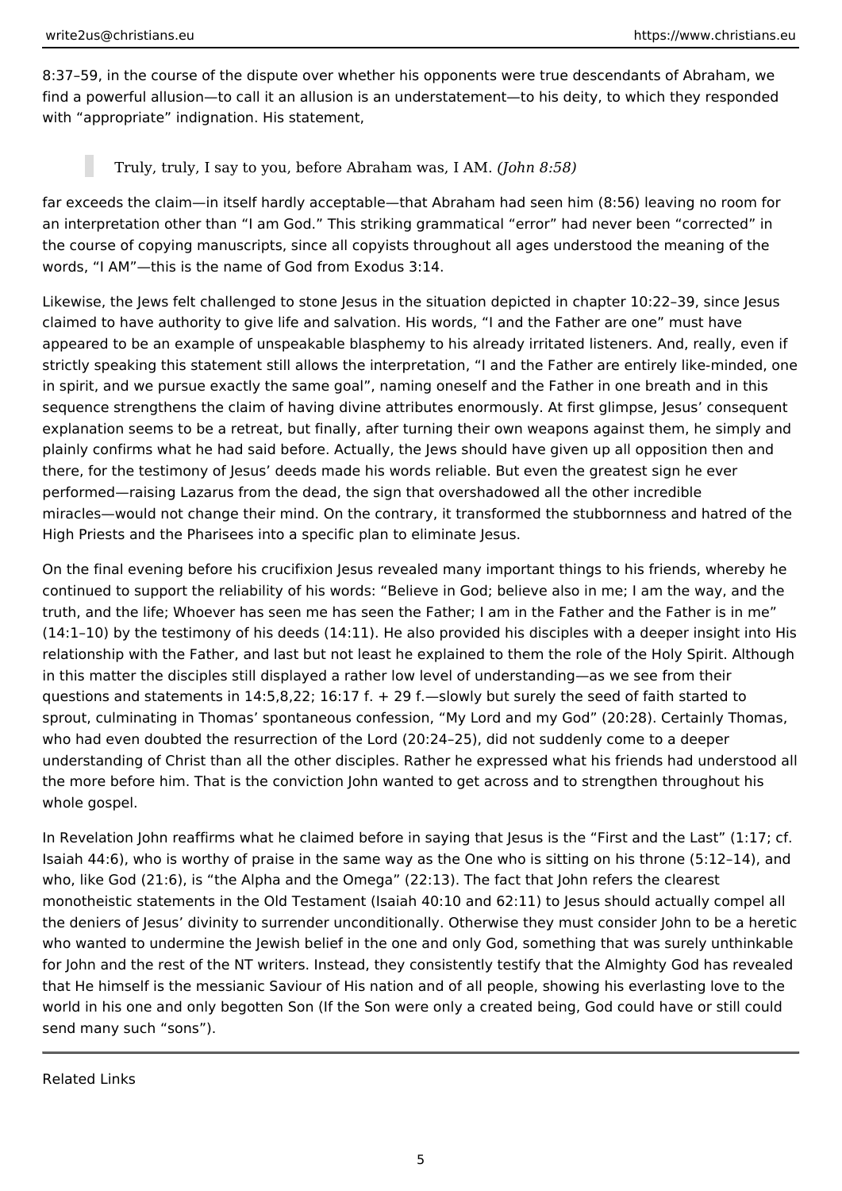8:37–59, in the course of the dispute over whether his opponents were true descendants of Abraham, we find a powerful allusion—to call it an allusion is an understatement—to his deity, to which they responded with "appropriate" indignation. His statement,

> Truly, truly, I say to you, before Abraham was, I AM. *(John 8:58)*

far exceeds the claim—in itself hardly acceptable—that Abraham had seen him (8:56) leaving no room for an interpretation other than "I am God." This striking grammatical "error" had never been "corrected" in the course of copying manuscripts, since all copyists throughout all ages understood the meaning of the words, "I AM"—this is the name of God from Exodus 3:14.

Likewise, the Jews felt challenged to stone Jesus in the situation depicted in chapter 10:22–39, since Jesus claimed to have authority to give life and salvation. His words, "I and the Father are one" must have appeared to be an example of unspeakable blasphemy to his already irritated listeners. And, really, even if strictly speaking this statement still allows the interpretation, "I and the Father are entirely like-minded, one in spirit, and we pursue exactly the same goal", naming oneself and the Father in one breath and in this sequence strengthens the claim of having divine attributes enormously. At first glimpse, Jesus' consequent explanation seems to be a retreat, but finally, after turning their own weapons against them, he simply and plainly confirms what he had said before. Actually, the Jews should have given up all opposition then and there, for the testimony of Jesus' deeds made his words reliable. But even the greatest sign he ever performed—raising Lazarus from the dead, the sign that overshadowed all the other incredible miracles—would not change their mind. On the contrary, it transformed the stubbornness and hatred of the High Priests and the Pharisees into a specific plan to eliminate Jesus.

On the final evening before his crucifixion Jesus revealed many important things to his friends, whereby he continued to support the reliability of his words: "Believe in God; believe also in me; I am the way, and the truth, and the life; Whoever has seen me has seen the Father; I am in the Father and the Father is in me" (14:1–10) by the testimony of his deeds (14:11). He also provided his disciples with a deeper insight into His relationship with the Father, and last but not least he explained to them the role of the Holy Spirit. Although in this matter the disciples still displayed a rather low level of understanding—as we see from their questions and statements in 14:5,8,22; 16:17 f. + 29 f.—slowly but surely the seed of faith started to sprout, culminating in Thomas' spontaneous confession, "My Lord and my God" (20:28). Certainly Thomas, who had even doubted the resurrection of the Lord (20:24–25), did not suddenly come to a deeper understanding of Christ than all the other disciples. Rather he expressed what his friends had understood all the more before him. That is the conviction John wanted to get across and to strengthen throughout his whole gospel.

In Revelation John reaffirms what he claimed before in saying that Jesus is the "First and the Last" (1:17; cf. Isaiah 44:6), who is worthy of praise in the same way as the One who is sitting on his throne (5:12–14), and who, like God (21:6), is "the Alpha and the Omega" (22:13). The fact that John refers the clearest monotheistic statements in the Old Testament (Isaiah 40:10 and 62:11) to Jesus should actually compel all the deniers of Jesus' divinity to surrender unconditionally. Otherwise they must consider John to be a heretic who wanted to undermine the Jewish belief in the one and only God, something that was surely unthinkable for John and the rest of the NT writers. Instead, they consistently testify that the Almighty God has revealed that He himself is the messianic Saviour of His nation and of all people, showing his everlasting love to the world in his one and only begotten Son (If the Son were only a created being, God could have or still could send many such "sons").

---

Related Links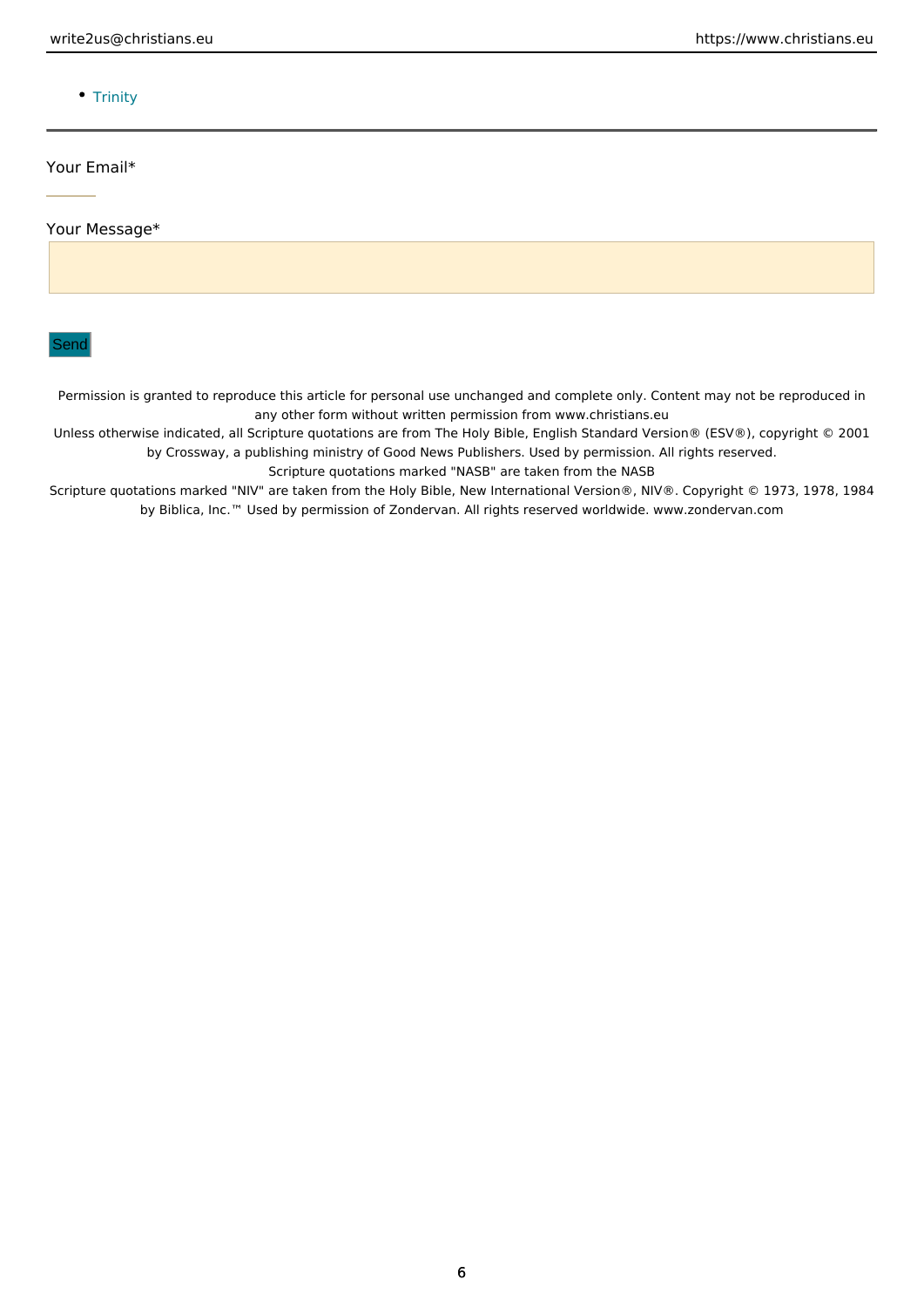- Trinity

---

Your Email*

Your Message*

Send

Permission is granted to reproduce this article for personal use unchanged and complete only. Content may not be reproduced in any other form without written permission from www.christians.eu

Unless otherwise indicated, all Scripture quotations are from The Holy Bible, English Standard Version® (ESV®), copyright © 2001 by Crossway, a publishing ministry of Good News Publishers. Used by permission. All rights reserved.

Scripture quotations marked "NASB" are taken from the NASB

Scripture quotations marked "NIV" are taken from the Holy Bible, New International Version®, NIV®. Copyright © 1973, 1978, 1984 by Biblica, Inc.™ Used by permission of Zondervan. All rights reserved worldwide. www.zondervan.com